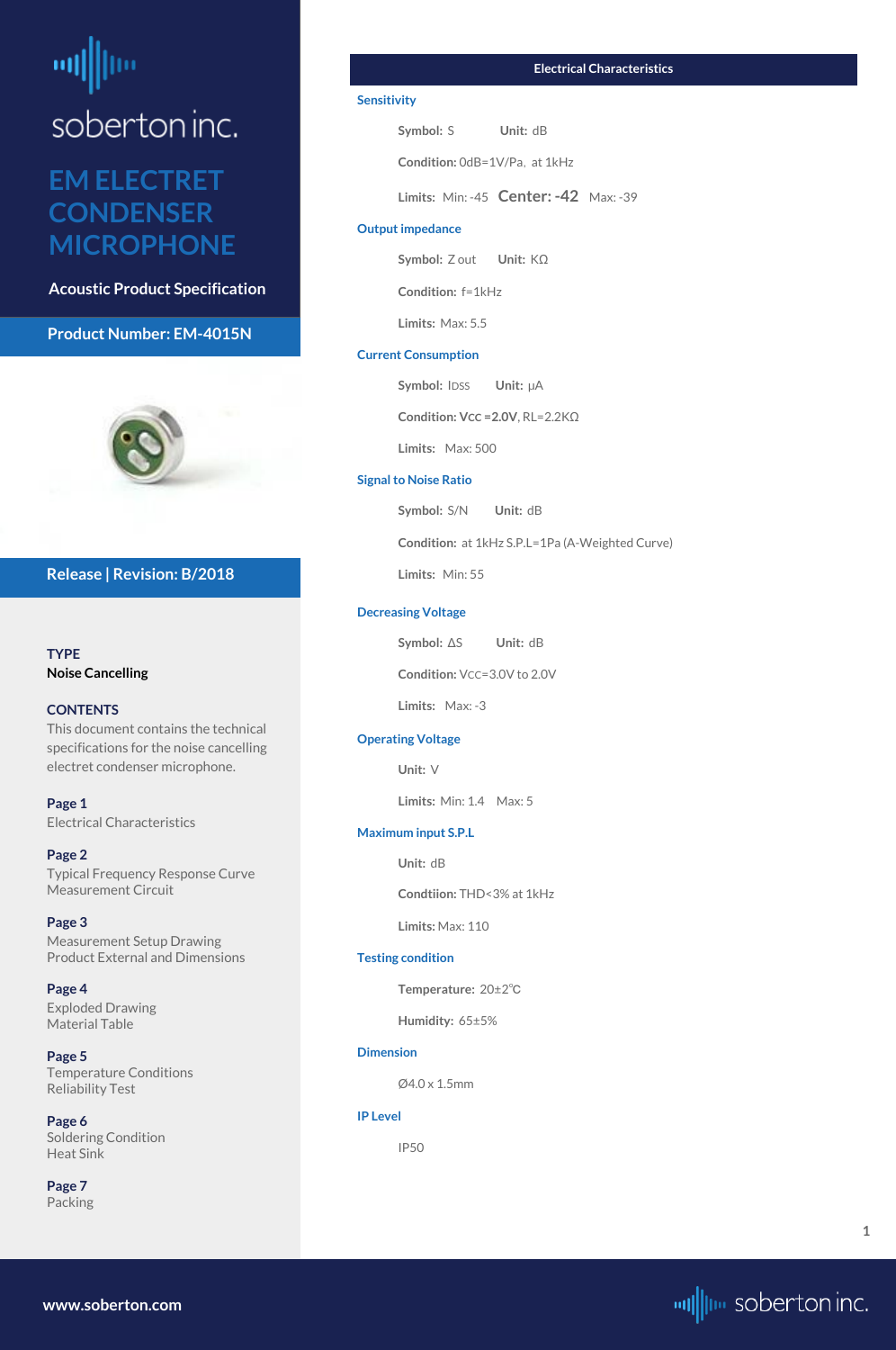soberton inc.

# EM ELECTRET CONDENSER MICROPHONE

**Acoustic Product Specification**

**Product Number: EM-4015N**

**Release | Revision: B/2018**

**TYPE**
**Noise Cancelling**

**CONTENTS**
This document contains the technical specifications for the noise cancelling electret condenser microphone.

**Page 1**
Electrical Characteristics

**Page 2**
Typical Frequency Response Curve
Measurement Circuit

**Page 3**
Measurement Setup Drawing
Product External and Dimensions

**Page 4**
Exploded Drawing
Material Table

**Page 5**
Temperature Conditions
Reliability Test

**Page 6**
Soldering Condition
Heat Sink

**Page 7**
Packing

## Electrical Characteristics

### Sensitivity

**Symbol:** S **Unit:** dB

**Condition:** 0dB=1V/Pa, at 1kHz

**Limits:** Min: -45 **Center: -42** Max: -39

### Output impedance

**Symbol:** Z out **Unit:** KΩ

**Condition:** f=1kHz

**Limits:** Max: 5.5

### Current Consumption

**Symbol:** IDSS **Unit:** µA

**Condition: VCC =2.0V**, RL=2.2KΩ

**Limits:** Max: 500

### Signal to Noise Ratio

**Symbol:** S/N **Unit:** dB

**Condition:** at 1kHz S.P.L=1Pa (A-Weighted Curve)

**Limits:** Min: 55

### Decreasing Voltage

**Symbol:** ΔS **Unit:** dB

**Condition:** VCC=3.0V to 2.0V

**Limits:** Max: -3

### Operating Voltage

**Unit:** V

**Limits:** Min: 1.4 Max: 5

### Maximum input S.P.L

**Unit:** dB

**Condtiion:** THD<3% at 1kHz

**Limits:** Max: 110

### Testing condition

**Temperature:** 20±2℃

**Humidity:** 65±5%

### Dimension

Ø4.0 x 1.5mm

### IP Level

IP50

www.soberton.com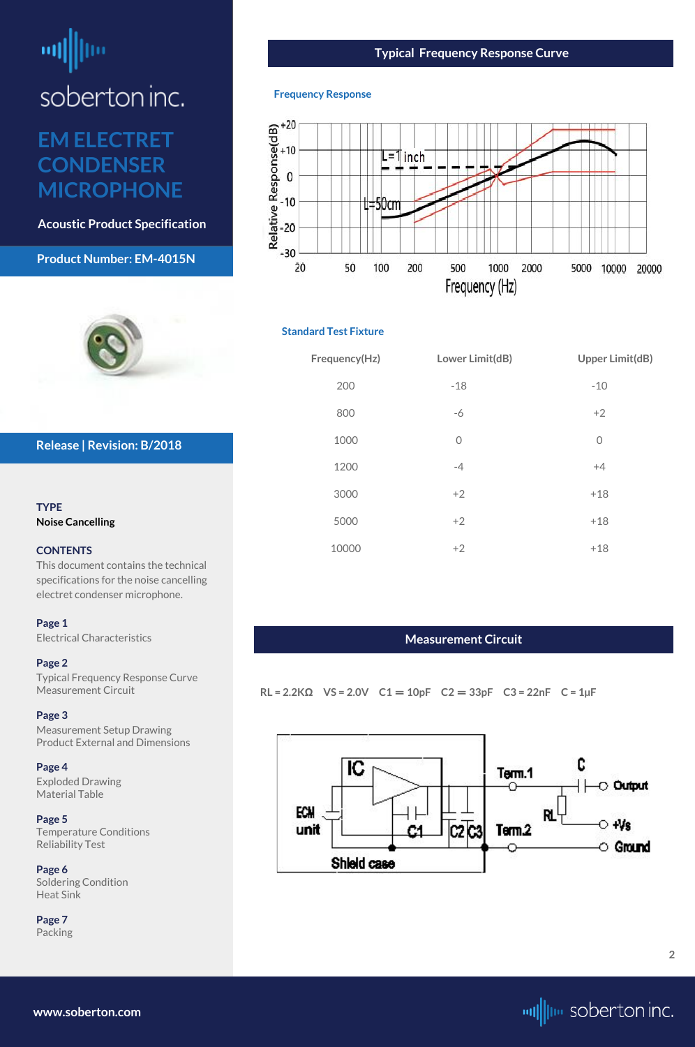soberton inc.

# EM ELECTRET CONDENSER MICROPHONE

**Acoustic Product Specification**

**Product Number: EM-4015N**

**Release | Revision: B/2018**

**TYPE**
**Noise Cancelling**

**CONTENTS**
This document contains the technical specifications for the noise cancelling electret condenser microphone.

**Page 1**
Electrical Characteristics

**Page 2**
Typical Frequency Response Curve
Measurement Circuit

**Page 3**
Measurement Setup Drawing
Product External and Dimensions

**Page 4**
Exploded Drawing
Material Table

**Page 5**
Temperature Conditions
Reliability Test

**Page 6**
Soldering Condition
Heat Sink

**Page 7**
Packing

## Typical Frequency Response Curve

### Frequency Response

### Standard Test Fixture

| Frequency(Hz) | Lower Limit(dB) | Upper Limit(dB) |
|---|---|---|
| 200 | -18 | -10 |
| 800 | -6 | +2 |
| 1000 | 0 | 0 |
| 1200 | -4 | +4 |
| 3000 | +2 | +18 |
| 5000 | +2 | +18 |
| 10000 | +2 | +18 |

## Measurement Circuit

RL = 2.2KΩ VS = 2.0V C1 = 10pF C2 = 33pF C3 = 22nF C = 1μF

www.soberton.com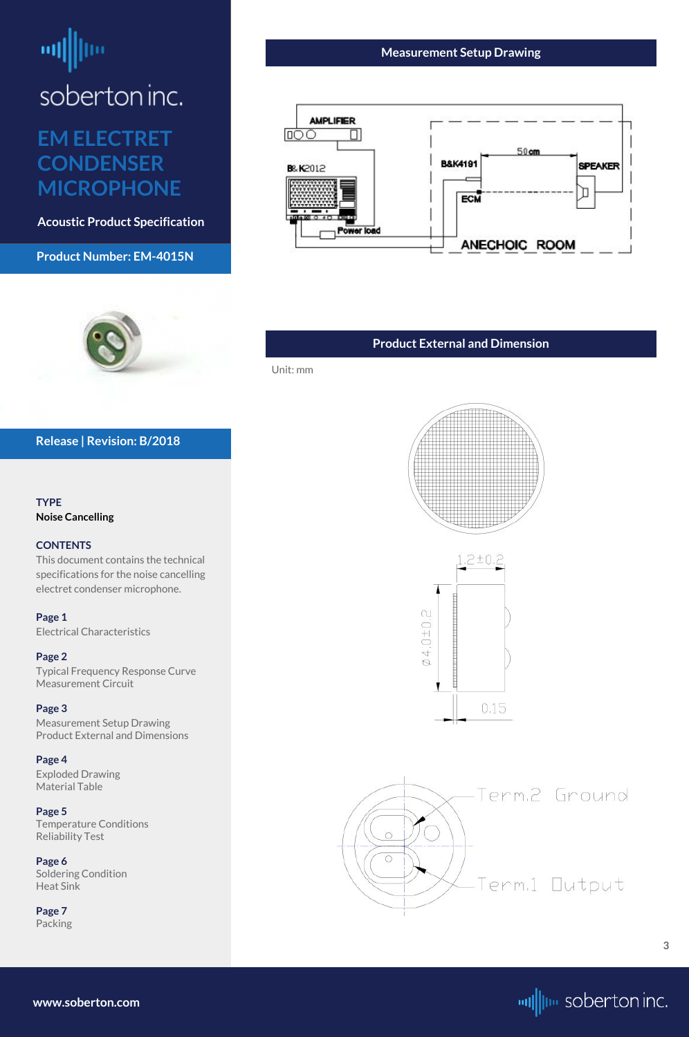soberton inc.

# EM ELECTRET CONDENSER MICROPHONE

**Acoustic Product Specification**

**Product Number: EM-4015N**

**Release | Revision: B/2018**

**TYPE**
**Noise Cancelling**

**CONTENTS**
This document contains the technical specifications for the noise cancelling electret condenser microphone.

**Page 1**
Electrical Characteristics

**Page 2**
Typical Frequency Response Curve
Measurement Circuit

**Page 3**
Measurement Setup Drawing
Product External and Dimensions

**Page 4**
Exploded Drawing
Material Table

**Page 5**
Temperature Conditions
Reliability Test

**Page 6**
Soldering Condition
Heat Sink

**Page 7**
Packing

## Measurement Setup Drawing

AMPLIFIER

B& K2012

B&K4191

50cm

SPEAKER

ECM

Power load

ANECHOIC ROOM

## Product External and Dimension

Unit: mm

1.2±0.2

ø4.0±0.2

0.15

Term.2 Ground

Term.1 Output

www.soberton.com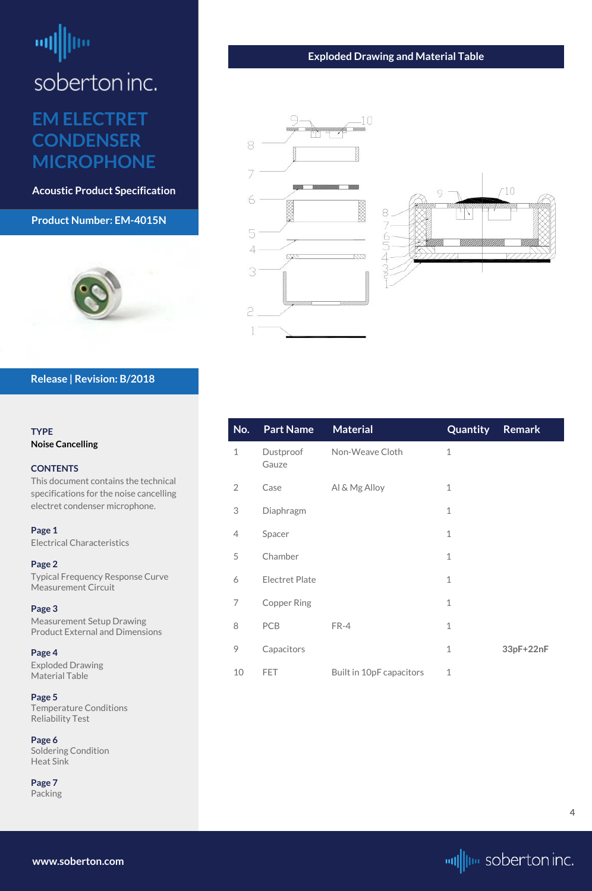# EM ELECTRET CONDENSER MICROPHONE

**Acoustic Product Specification**

**Product Number: EM-4015N**

**Release | Revision: B/2018**

**TYPE**
**Noise Cancelling**

**CONTENTS**
This document contains the technical specifications for the noise cancelling electret condenser microphone.

**Page 1**
Electrical Characteristics

**Page 2**
Typical Frequency Response Curve
Measurement Circuit

**Page 3**
Measurement Setup Drawing
Product External and Dimensions

**Page 4**
Exploded Drawing
Material Table

**Page 5**
Temperature Conditions
Reliability Test

**Page 6**
Soldering Condition
Heat Sink

**Page 7**
Packing

## Exploded Drawing and Material Table

| No. | Part Name | Material | Quantity | Remark |
|---|---|---|---|---|
| 1 | Dustproof Gauze | Non-Weave Cloth | 1 | |
| 2 | Case | Al & Mg Alloy | 1 | |
| 3 | Diaphragm | | 1 | |
| 4 | Spacer | | 1 | |
| 5 | Chamber | | 1 | |
| 6 | Electret Plate | | 1 | |
| 7 | Copper Ring | | 1 | |
| 8 | PCB | FR-4 | 1 | |
| 9 | Capacitors | | 1 | 33pF+22nF |
| 10 | FET | Built in 10pF capacitors | 1 | |

www.soberton.com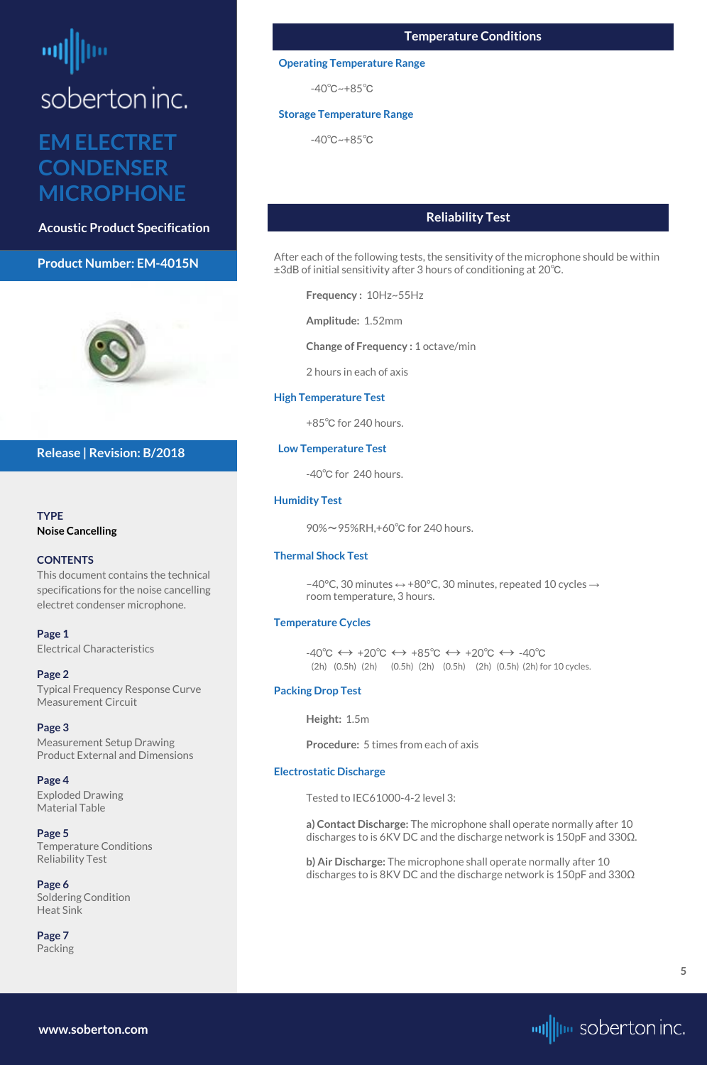soberton inc.

# EM ELECTRET CONDENSER MICROPHONE

**Acoustic Product Specification**

**Product Number: EM-4015N**

**Release | Revision: B/2018**

**TYPE**
**Noise Cancelling**

**CONTENTS**
This document contains the technical specifications for the noise cancelling electret condenser microphone.

**Page 1**
Electrical Characteristics

**Page 2**
Typical Frequency Response Curve
Measurement Circuit

**Page 3**
Measurement Setup Drawing
Product External and Dimensions

**Page 4**
Exploded Drawing
Material Table

**Page 5**
Temperature Conditions
Reliability Test

**Page 6**
Soldering Condition
Heat Sink

**Page 7**
Packing

## Temperature Conditions

### Operating Temperature Range

-40℃~+85℃

### Storage Temperature Range

-40℃~+85℃

## Reliability Test

After each of the following tests, the sensitivity of the microphone should be within ±3dB of initial sensitivity after 3 hours of conditioning at 20℃.

**Frequency :** 10Hz~55Hz

**Amplitude:** 1.52mm

**Change of Frequency :** 1 octave/min

2 hours in each of axis

### High Temperature Test

+85℃ for 240 hours.

### Low Temperature Test

-40℃ for 240 hours.

### Humidity Test

90%～95%RH,+60℃ for 240 hours.

### Thermal Shock Test

−40°C, 30 minutes ↔ +80°C, 30 minutes, repeated 10 cycles → room temperature, 3 hours.

### Temperature Cycles

-40℃ ↔ +20℃ ↔ +85℃ ↔ +20℃ ↔ -40℃
(2h) (0.5h) (2h) (0.5h) (2h) (0.5h) (2h) (0.5h) (2h) for 10 cycles.

### Packing Drop Test

**Height:** 1.5m

**Procedure:** 5 times from each of axis

### Electrostatic Discharge

Tested to IEC61000-4-2 level 3:

**a) Contact Discharge:** The microphone shall operate normally after 10 discharges to is 6KV DC and the discharge network is 150pF and 330Ω.

**b) Air Discharge:** The microphone shall operate normally after 10 discharges to is 8KV DC and the discharge network is 150pF and 330Ω

www.soberton.com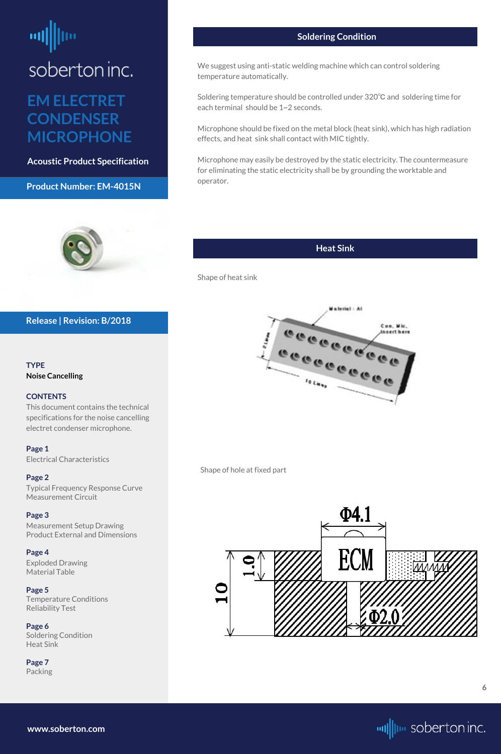# soberton inc.

## EM ELECTRET CONDENSER MICROPHONE

**Acoustic Product Specification**

**Product Number: EM-4015N**

**Release | Revision: B/2018**

**TYPE**
**Noise Cancelling**

**CONTENTS**
This document contains the technical specifications for the noise cancelling electret condenser microphone.

**Page 1**
Electrical Characteristics

**Page 2**
Typical Frequency Response Curve
Measurement Circuit

**Page 3**
Measurement Setup Drawing
Product External and Dimensions

**Page 4**
Exploded Drawing
Material Table

**Page 5**
Temperature Conditions
Reliability Test

**Page 6**
Soldering Condition
Heat Sink

**Page 7**
Packing

## Soldering Condition

We suggest using anti-static welding machine which can control soldering temperature automatically.

Soldering temperature should be controlled under 320℃ and soldering time for each terminal should be 1~2 seconds.

Microphone should be fixed on the metal block (heat sink), which has high radiation effects, and heat sink shall contact with MIC tightly.

Microphone may easily be destroyed by the static electricity. The countermeasure for eliminating the static electricity shall be by grounding the worktable and operator.

## Heat Sink

Shape of heat sink

Material : Al
Con. Mic. insert here
2 Lmm
10 Lmm

Shape of hole at fixed part

Φ4.1
ECM
1.0
10
Φ2.0

www.soberton.com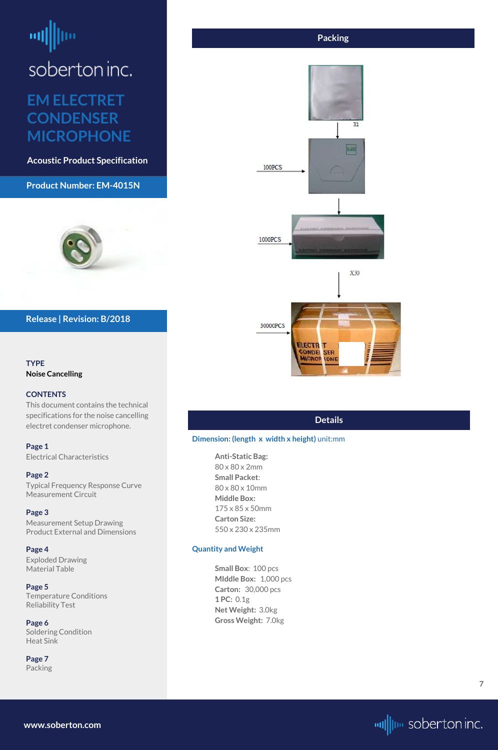# soberton inc.

## EM ELECTRET CONDENSER MICROPHONE

**Acoustic Product Specification**

**Product Number: EM-4015N**

**Release | Revision: B/2018**

**TYPE**
**Noise Cancelling**

**CONTENTS**
This document contains the technical specifications for the noise cancelling electret condenser microphone.

**Page 1**
Electrical Characteristics

**Page 2**
Typical Frequency Response Curve
Measurement Circuit

**Page 3**
Measurement Setup Drawing
Product External and Dimensions

**Page 4**
Exploded Drawing
Material Table

**Page 5**
Temperature Conditions
Reliability Test

**Page 6**
Soldering Condition
Heat Sink

**Page 7**
Packing

## Packing

X1

100PCS

1000PCS

X30

30000PCS

## Details

**Dimension: (length x width x height)** unit:mm

**Anti-Static Bag:**
80 x 80 x 2mm
**Small Packet**:
80 x 80 x 10mm
**Middle Box:**
175 x 85 x 50mm
**Carton Size:**
550 x 230 x 235mm

**Quantity and Weight**

**Small Box**: 100 pcs
**MIddle Box:** 1,000 pcs
**Carton:** 30,000 pcs
**1 PC:** 0.1g
**Net Weight:** 3.0kg
**Gross Weight:** 7.0kg

www.soberton.com